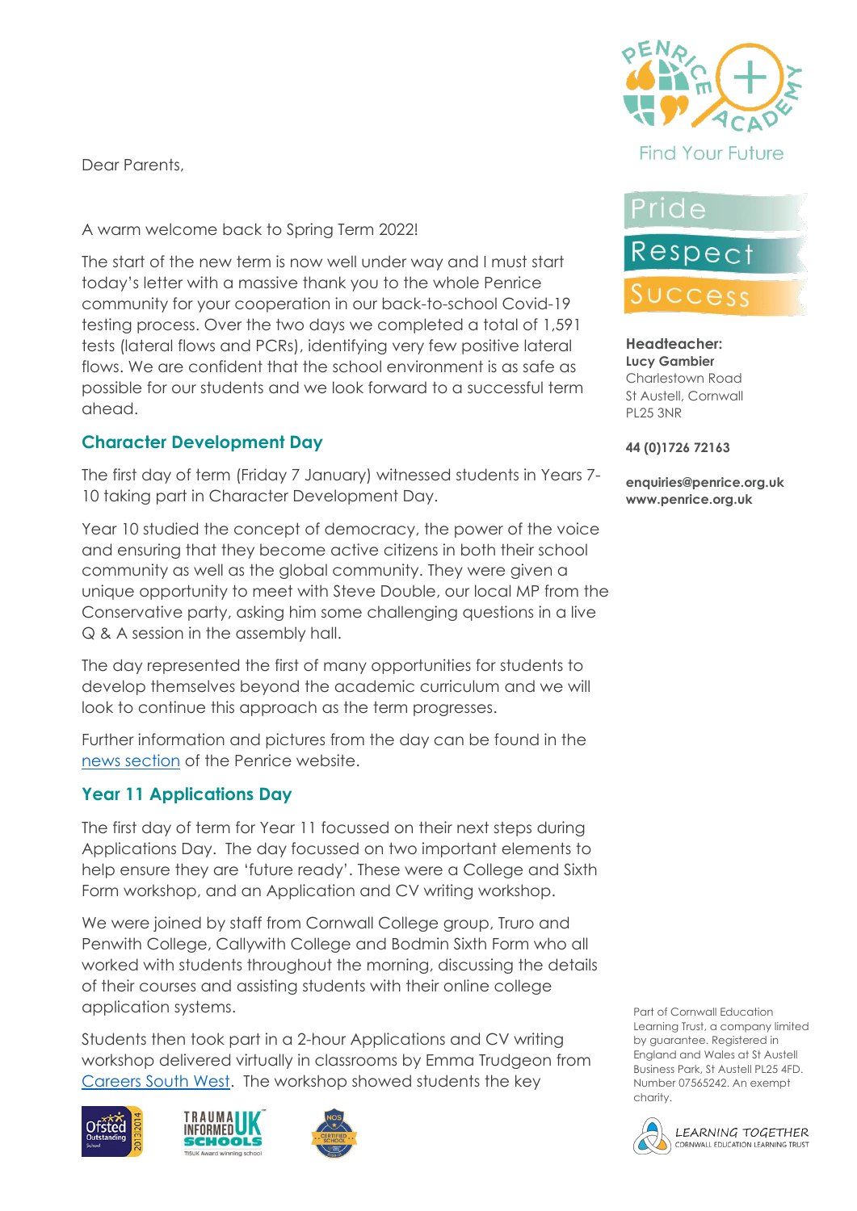Dear Parents,

A warm welcome back to Spring Term 2022!

The start of the new term is now well under way and I must start today's letter with a massive thank you to the whole Penrice community for your cooperation in our back-to-school Covid-19 testing process. Over the two days we completed a total of 1,591 tests (lateral flows and PCRs), identifying very few positive lateral flows. We are confident that the school environment is as safe as possible for our students and we look forward to a successful term ahead.

## Character Development Day

The first day of term (Friday 7 January) witnessed students in Years 7-10 taking part in Character Development Day.

Year 10 studied the concept of democracy, the power of the voice and ensuring that they become active citizens in both their school community as well as the global community. They were given a unique opportunity to meet with Steve Double, our local MP from the Conservative party, asking him some challenging questions in a live Q & A session in the assembly hall.

The day represented the first of many opportunities for students to develop themselves beyond the academic curriculum and we will look to continue this approach as the term progresses.

Further information and pictures from the day can be found in the news section of the Penrice website.

## Year 11 Applications Day

The first day of term for Year 11 focussed on their next steps during Applications Day. The day focussed on two important elements to help ensure they are 'future ready'. These were a College and Sixth Form workshop, and an Application and CV writing workshop.

We were joined by staff from Cornwall College group, Truro and Penwith College, Callywith College and Bodmin Sixth Form who all worked with students throughout the morning, discussing the details of their courses and assisting students with their online college application systems.

Students then took part in a 2-hour Applications and CV writing workshop delivered virtually in classrooms by Emma Trudgeon from Careers South West. The workshop showed students the key

Find Your Future

Pride
Respect
Success

**Headteacher:**
**Lucy Gambier**
Charlestown Road
St Austell, Cornwall
PL25 3NR

**44 (0)1726 72163**

**enquiries@penrice.org.uk**
**www.penrice.org.uk**

Part of Cornwall Education Learning Trust, a company limited by guarantee. Registered in England and Wales at St Austell Business Park, St Austell PL25 4FD. Number 07565242. An exempt charity.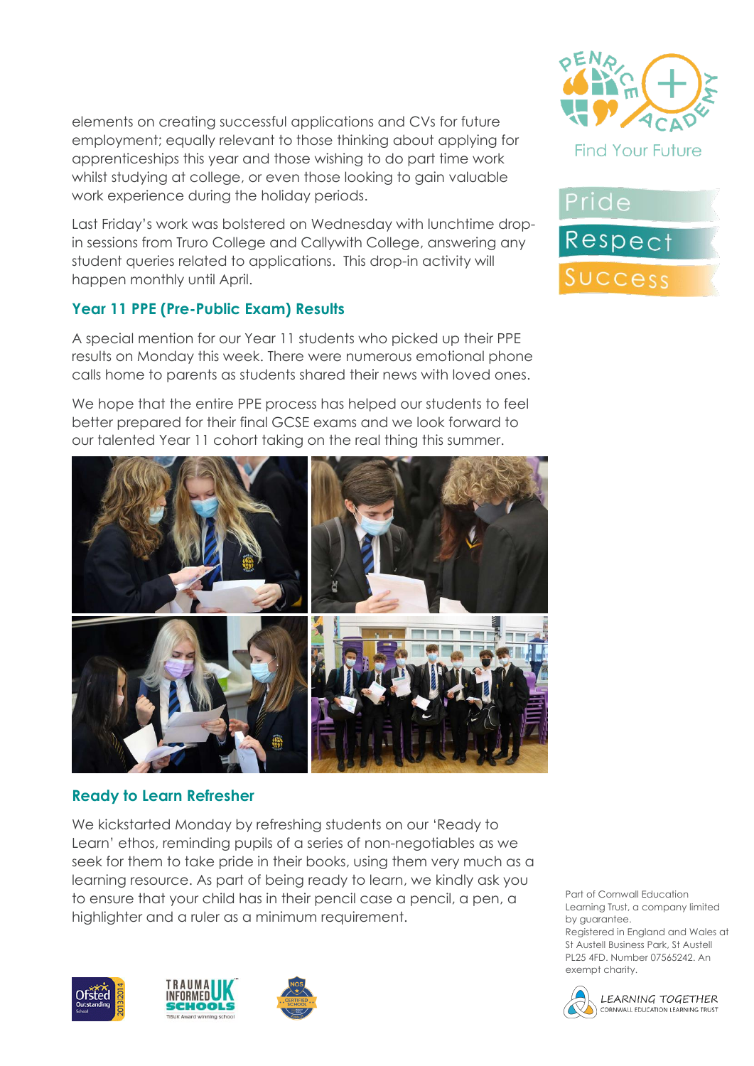elements on creating successful applications and CVs for future employment; equally relevant to those thinking about applying for apprenticeships this year and those wishing to do part time work whilst studying at college, or even those looking to gain valuable work experience during the holiday periods.

Last Friday's work was bolstered on Wednesday with lunchtime drop-in sessions from Truro College and Callywith College, answering any student queries related to applications. This drop-in activity will happen monthly until April.

### Year 11 PPE (Pre-Public Exam) Results

A special mention for our Year 11 students who picked up their PPE results on Monday this week. There were numerous emotional phone calls home to parents as students shared their news with loved ones.

We hope that the entire PPE process has helped our students to feel better prepared for their final GCSE exams and we look forward to our talented Year 11 cohort taking on the real thing this summer.

### Ready to Learn Refresher

We kickstarted Monday by refreshing students on our 'Ready to Learn' ethos, reminding pupils of a series of non-negotiables as we seek for them to take pride in their books, using them very much as a learning resource. As part of being ready to learn, we kindly ask you to ensure that your child has in their pencil case a pencil, a pen, a highlighter and a ruler as a minimum requirement.

Part of Cornwall Education Learning Trust, a company limited by guarantee. Registered in England and Wales at St Austell Business Park, St Austell PL25 4FD. Number 07565242. An exempt charity.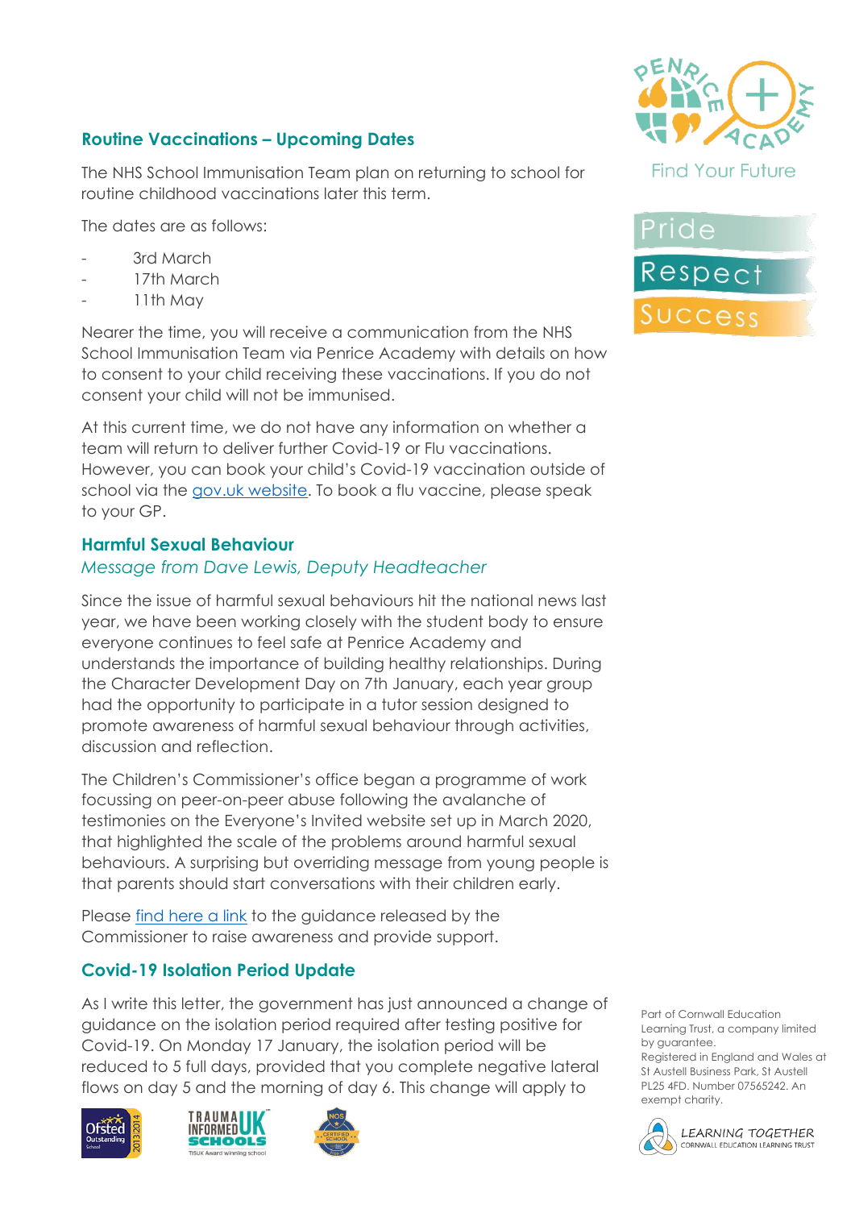## Routine Vaccinations – Upcoming Dates

The NHS School Immunisation Team plan on returning to school for routine childhood vaccinations later this term.

The dates are as follows:

- 3rd March
- 17th March
- 11th May

Nearer the time, you will receive a communication from the NHS School Immunisation Team via Penrice Academy with details on how to consent to your child receiving these vaccinations. If you do not consent your child will not be immunised.

At this current time, we do not have any information on whether a team will return to deliver further Covid-19 or Flu vaccinations. However, you can book your child's Covid-19 vaccination outside of school via the gov.uk website. To book a flu vaccine, please speak to your GP.

## Harmful Sexual Behaviour

*Message from Dave Lewis, Deputy Headteacher*

Since the issue of harmful sexual behaviours hit the national news last year, we have been working closely with the student body to ensure everyone continues to feel safe at Penrice Academy and understands the importance of building healthy relationships. During the Character Development Day on 7th January, each year group had the opportunity to participate in a tutor session designed to promote awareness of harmful sexual behaviour through activities, discussion and reflection.

The Children's Commissioner's office began a programme of work focussing on peer-on-peer abuse following the avalanche of testimonies on the Everyone's Invited website set up in March 2020, that highlighted the scale of the problems around harmful sexual behaviours. A surprising but overriding message from young people is that parents should start conversations with their children early.

Please find here a link to the guidance released by the Commissioner to raise awareness and provide support.

## Covid-19 Isolation Period Update

As I write this letter, the government has just announced a change of guidance on the isolation period required after testing positive for Covid-19. On Monday 17 January, the isolation period will be reduced to 5 full days, provided that you complete negative lateral flows on day 5 and the morning of day 6. This change will apply to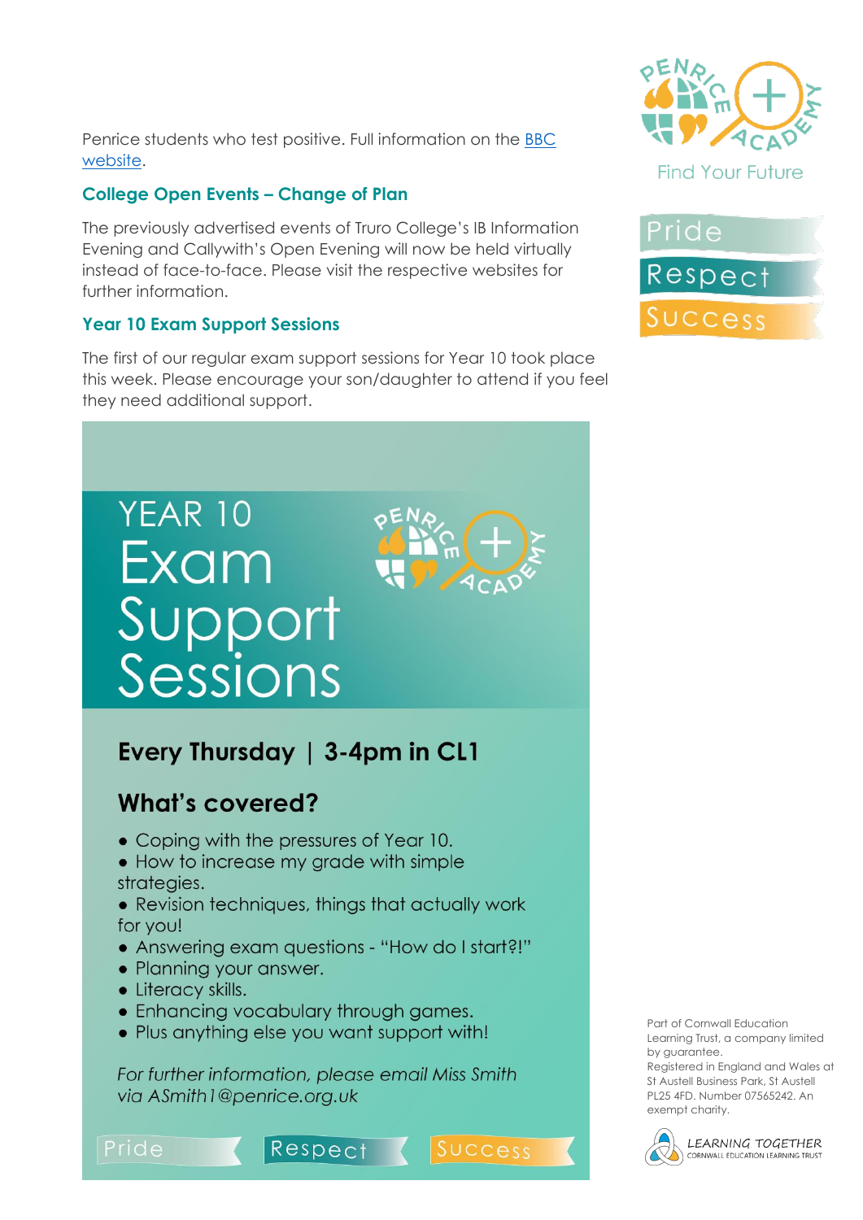Penrice students who test positive. Full information on the BBC website.

### College Open Events – Change of Plan

The previously advertised events of Truro College's IB Information Evening and Callywith's Open Evening will now be held virtually instead of face-to-face. Please visit the respective websites for further information.

### Year 10 Exam Support Sessions

The first of our regular exam support sessions for Year 10 took place this week. Please encourage your son/daughter to attend if you feel they need additional support.

## YEAR 10 Exam Support Sessions

**Every Thursday | 3-4pm in CL1**

**What's covered?**

- Coping with the pressures of Year 10.
- How to increase my grade with simple strategies.
- Revision techniques, things that actually work for you!
- Answering exam questions - "How do I start?!"
- Planning your answer.
- Literacy skills.
- Enhancing vocabulary through games.
- Plus anything else you want support with!

*For further information, please email Miss Smith via ASmith1@penrice.org.uk*

Pride Respect Success

Part of Cornwall Education Learning Trust, a company limited by guarantee. Registered in England and Wales at St Austell Business Park, St Austell PL25 4FD. Number 07565242. An exempt charity.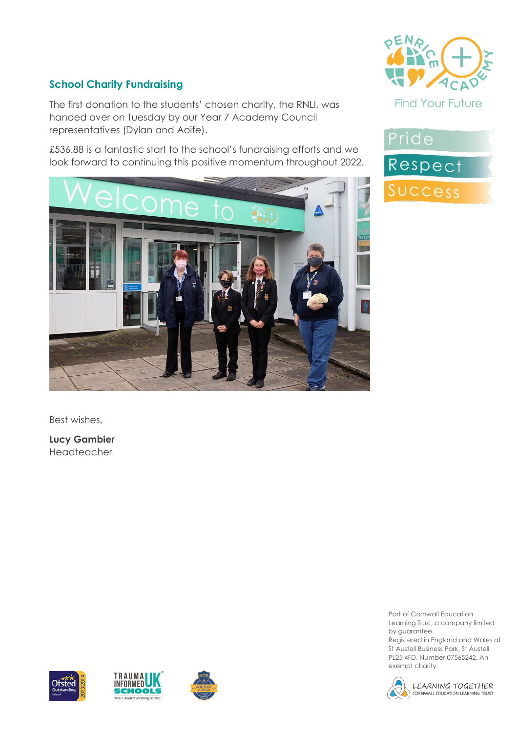## School Charity Fundraising

The first donation to the students' chosen charity, the RNLI, was handed over on Tuesday by our Year 7 Academy Council representatives (Dylan and Aoife).

£536.88 is a fantastic start to the school's fundraising efforts and we look forward to continuing this positive momentum throughout 2022.

Best wishes,

**Lucy Gambier**
Headteacher

Part of Cornwall Education Learning Trust, a company limited by guarantee.
Registered in England and Wales at St Austell Business Park, St Austell PL25 4FD. Number 07565242. An exempt charity.